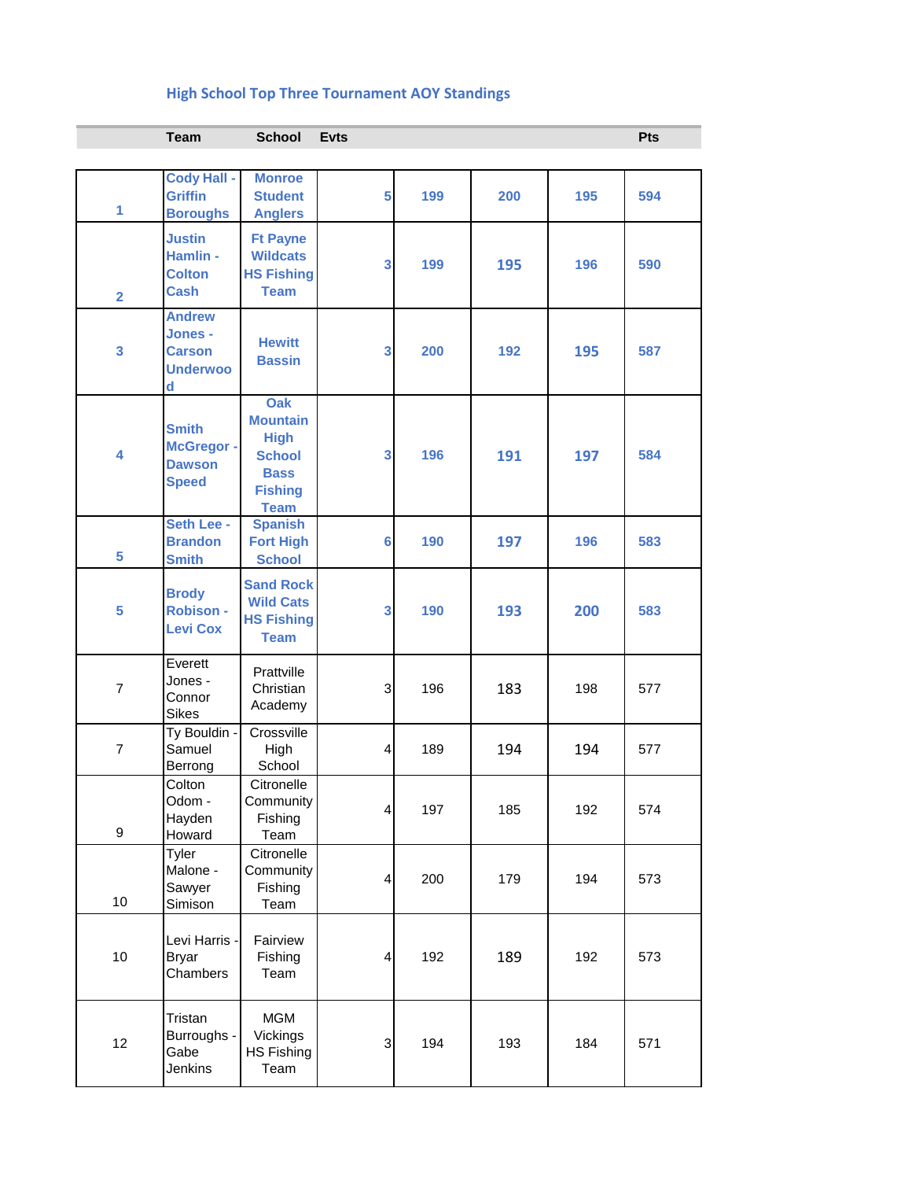## High School Top Three Tournament AOY Standings

| | Team | School | Evts | | | | Pts |
|---|---|---|---|---|---|---|---|
| 1 | Cody Hall - Griffin Boroughs | Monroe Student Anglers | 5 | 199 | 200 | 195 | 594 |
| 2 | Justin Hamlin - Colton Cash | Ft Payne Wildcats HS Fishing Team | 3 | 199 | 195 | 196 | 590 |
| 3 | Andrew Jones - Carson Underwood | Hewitt Bassin | 3 | 200 | 192 | 195 | 587 |
| 4 | Smith McGregor - Dawson Speed | Oak Mountain High School Bass Fishing Team | 3 | 196 | 191 | 197 | 584 |
| 5 | Seth Lee - Brandon Smith | Spanish Fort High School | 6 | 190 | 197 | 196 | 583 |
| 5 | Brody Robison - Levi Cox | Sand Rock Wild Cats HS Fishing Team | 3 | 190 | 193 | 200 | 583 |
| 7 | Everett Jones - Connor Sikes | Prattville Christian Academy | 3 | 196 | 183 | 198 | 577 |
| 7 | Ty Bouldin - Samuel Berrong | Crossville High School | 4 | 189 | 194 | 194 | 577 |
| 9 | Colton Odom - Hayden Howard | Citronelle Community Fishing Team | 4 | 197 | 185 | 192 | 574 |
| 10 | Tyler Malone - Sawyer Simison | Citronelle Community Fishing Team | 4 | 200 | 179 | 194 | 573 |
| 10 | Levi Harris - Bryar Chambers | Fairview Fishing Team | 4 | 192 | 189 | 192 | 573 |
| 12 | Tristan Burroughs - Gabe Jenkins | MGM Vickings HS Fishing Team | 3 | 194 | 193 | 184 | 571 |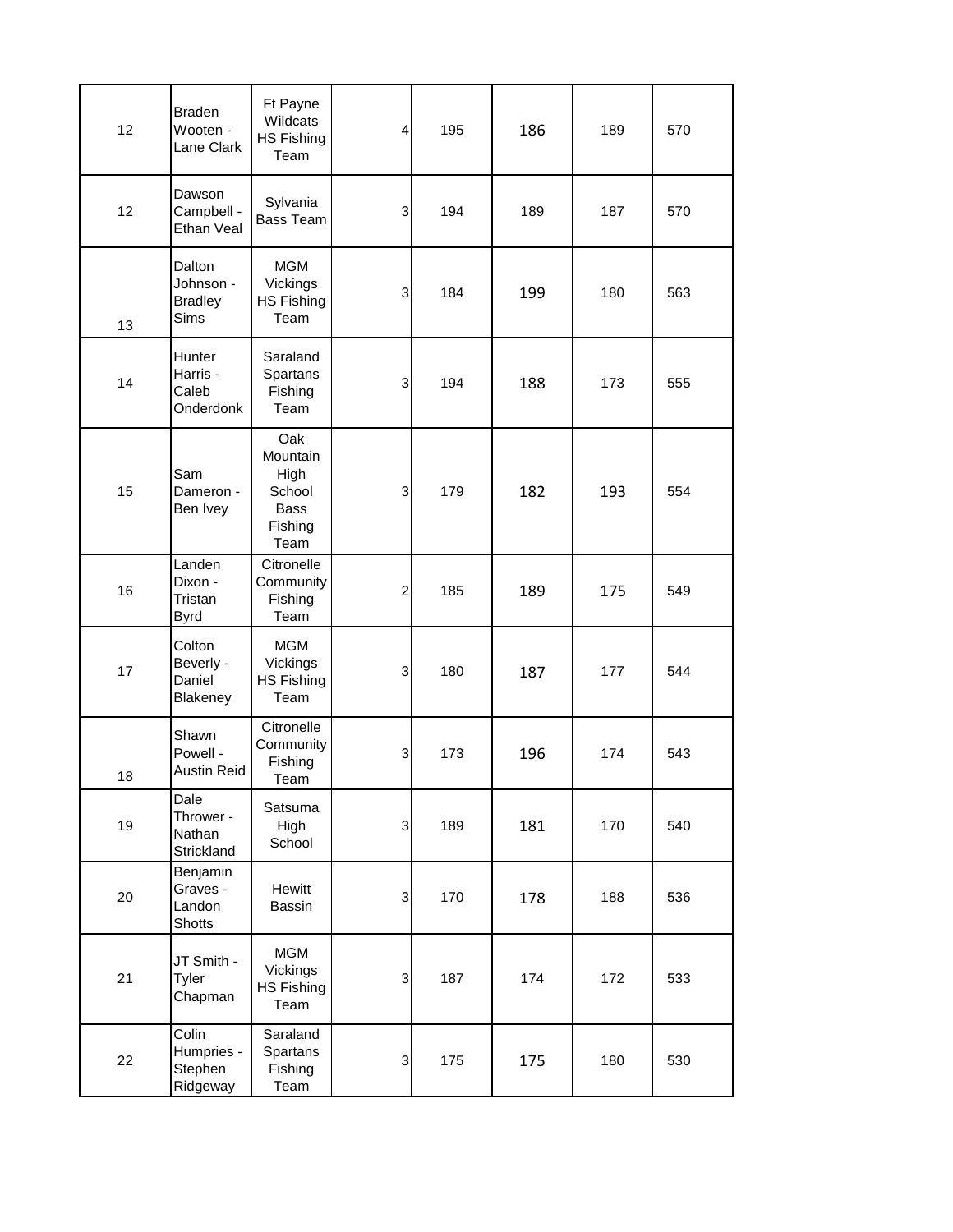| | | | | | | | |
|---|---|---|---|---|---|---|---|
| 12 | Braden Wooten - Lane Clark | Ft Payne Wildcats HS Fishing Team | 4 | 195 | 186 | 189 | 570 |
| 12 | Dawson Campbell - Ethan Veal | Sylvania Bass Team | 3 | 194 | 189 | 187 | 570 |
| 13 | Dalton Johnson - Bradley Sims | MGM Vickings HS Fishing Team | 3 | 184 | 199 | 180 | 563 |
| 14 | Hunter Harris - Caleb Onderdonk | Saraland Spartans Fishing Team | 3 | 194 | 188 | 173 | 555 |
| 15 | Sam Dameron - Ben Ivey | Oak Mountain High School Bass Fishing Team | 3 | 179 | 182 | 193 | 554 |
| 16 | Landen Dixon - Tristan Byrd | Citronelle Community Fishing Team | 2 | 185 | 189 | 175 | 549 |
| 17 | Colton Beverly - Daniel Blakeney | MGM Vickings HS Fishing Team | 3 | 180 | 187 | 177 | 544 |
| 18 | Shawn Powell - Austin Reid | Citronelle Community Fishing Team | 3 | 173 | 196 | 174 | 543 |
| 19 | Dale Thrower - Nathan Strickland | Satsuma High School | 3 | 189 | 181 | 170 | 540 |
| 20 | Benjamin Graves - Landon Shotts | Hewitt Bassin | 3 | 170 | 178 | 188 | 536 |
| 21 | JT Smith - Tyler Chapman | MGM Vickings HS Fishing Team | 3 | 187 | 174 | 172 | 533 |
| 22 | Colin Humpries - Stephen Ridgeway | Saraland Spartans Fishing Team | 3 | 175 | 175 | 180 | 530 |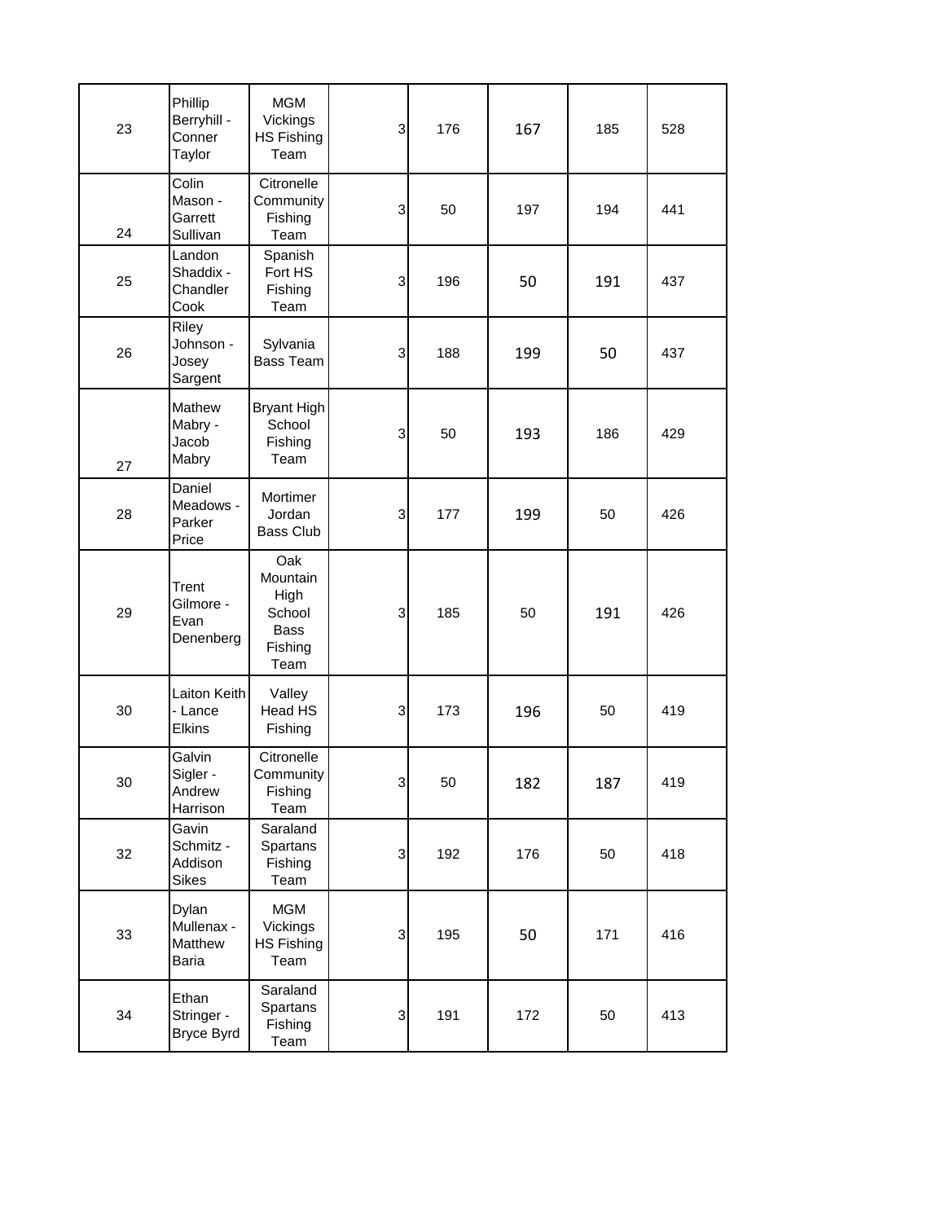| | | | | | | | |
|---|---|---|---|---|---|---|---|
| 23 | Phillip Berryhill - Conner Taylor | MGM Vickings HS Fishing Team | 3 | 176 | 167 | 185 | 528 |
| 24 | Colin Mason - Garrett Sullivan | Citronelle Community Fishing Team | 3 | 50 | 197 | 194 | 441 |
| 25 | Landon Shaddix - Chandler Cook | Spanish Fort HS Fishing Team | 3 | 196 | 50 | 191 | 437 |
| 26 | Riley Johnson - Josey Sargent | Sylvania Bass Team | 3 | 188 | 199 | 50 | 437 |
| 27 | Mathew Mabry - Jacob Mabry | Bryant High School Fishing Team | 3 | 50 | 193 | 186 | 429 |
| 28 | Daniel Meadows - Parker Price | Mortimer Jordan Bass Club | 3 | 177 | 199 | 50 | 426 |
| 29 | Trent Gilmore - Evan Denenberg | Oak Mountain High School Bass Fishing Team | 3 | 185 | 50 | 191 | 426 |
| 30 | Laiton Keith - Lance Elkins | Valley Head HS Fishing | 3 | 173 | 196 | 50 | 419 |
| 30 | Galvin Sigler - Andrew Harrison | Citronelle Community Fishing Team | 3 | 50 | 182 | 187 | 419 |
| 32 | Gavin Schmitz - Addison Sikes | Saraland Spartans Fishing Team | 3 | 192 | 176 | 50 | 418 |
| 33 | Dylan Mullenax - Matthew Baria | MGM Vickings HS Fishing Team | 3 | 195 | 50 | 171 | 416 |
| 34 | Ethan Stringer - Bryce Byrd | Saraland Spartans Fishing Team | 3 | 191 | 172 | 50 | 413 |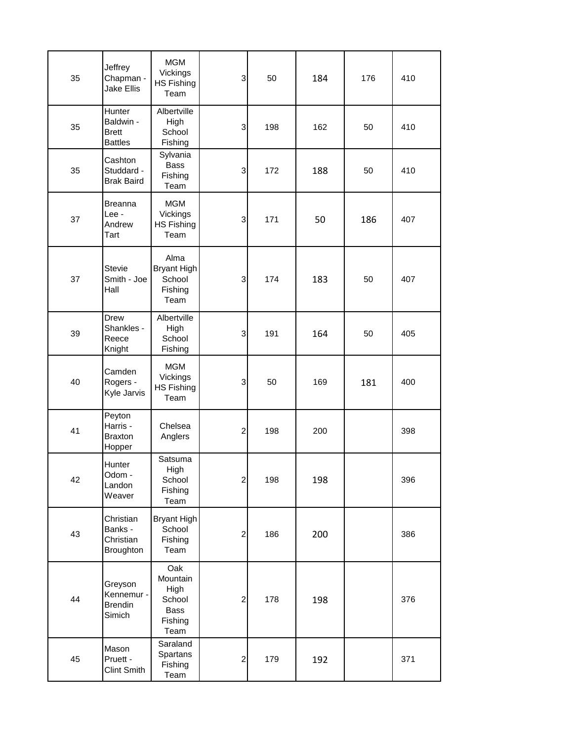|  |  |  |  |  |  |  |  |
|---|---|---|---|---|---|---|---|
| 35 | Jeffrey Chapman - Jake Ellis | MGM Vickings HS Fishing Team | 3 | 50 | 184 | 176 | 410 |
| 35 | Hunter Baldwin - Brett Battles | Albertville High School Fishing | 3 | 198 | 162 | 50 | 410 |
| 35 | Cashton Studdard - Brak Baird | Sylvania Bass Fishing Team | 3 | 172 | 188 | 50 | 410 |
| 37 | Breanna Lee - Andrew Tart | MGM Vickings HS Fishing Team | 3 | 171 | 50 | 186 | 407 |
| 37 | Stevie Smith - Joe Hall | Alma Bryant High School Fishing Team | 3 | 174 | 183 | 50 | 407 |
| 39 | Drew Shankles - Reece Knight | Albertville High School Fishing | 3 | 191 | 164 | 50 | 405 |
| 40 | Camden Rogers - Kyle Jarvis | MGM Vickings HS Fishing Team | 3 | 50 | 169 | 181 | 400 |
| 41 | Peyton Harris - Braxton Hopper | Chelsea Anglers | 2 | 198 | 200 |  | 398 |
| 42 | Hunter Odom - Landon Weaver | Satsuma High School Fishing Team | 2 | 198 | 198 |  | 396 |
| 43 | Christian Banks - Christian Broughton | Bryant High School Fishing Team | 2 | 186 | 200 |  | 386 |
| 44 | Greyson Kennemur - Brendin Simich | Oak Mountain High School Bass Fishing Team | 2 | 178 | 198 |  | 376 |
| 45 | Mason Pruett - Clint Smith | Saraland Spartans Fishing Team | 2 | 179 | 192 |  | 371 |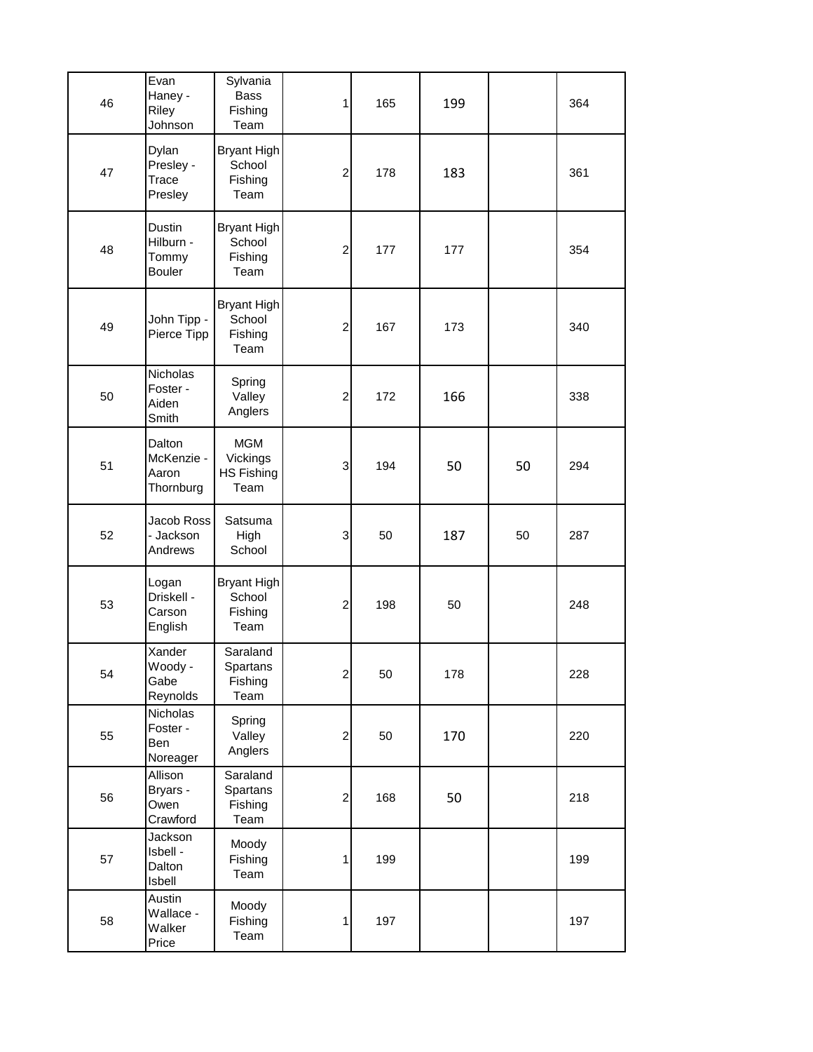| | | | | | | | |
|---|---|---|---|---|---|---|---|
| 46 | Evan Haney - Riley Johnson | Sylvania Bass Fishing Team | 1 | 165 | 199 | | 364 |
| 47 | Dylan Presley - Trace Presley | Bryant High School Fishing Team | 2 | 178 | 183 | | 361 |
| 48 | Dustin Hilburn - Tommy Bouler | Bryant High School Fishing Team | 2 | 177 | 177 | | 354 |
| 49 | John Tipp - Pierce Tipp | Bryant High School Fishing Team | 2 | 167 | 173 | | 340 |
| 50 | Nicholas Foster - Aiden Smith | Spring Valley Anglers | 2 | 172 | 166 | | 338 |
| 51 | Dalton McKenzie - Aaron Thornburg | MGM Vickings HS Fishing Team | 3 | 194 | 50 | 50 | 294 |
| 52 | Jacob Ross - Jackson Andrews | Satsuma High School | 3 | 50 | 187 | 50 | 287 |
| 53 | Logan Driskell - Carson English | Bryant High School Fishing Team | 2 | 198 | 50 | | 248 |
| 54 | Xander Woody - Gabe Reynolds | Saraland Spartans Fishing Team | 2 | 50 | 178 | | 228 |
| 55 | Nicholas Foster - Ben Noreager | Spring Valley Anglers | 2 | 50 | 170 | | 220 |
| 56 | Allison Bryars - Owen Crawford | Saraland Spartans Fishing Team | 2 | 168 | 50 | | 218 |
| 57 | Jackson Isbell - Dalton Isbell | Moody Fishing Team | 1 | 199 | | | 199 |
| 58 | Austin Wallace - Walker Price | Moody Fishing Team | 1 | 197 | | | 197 |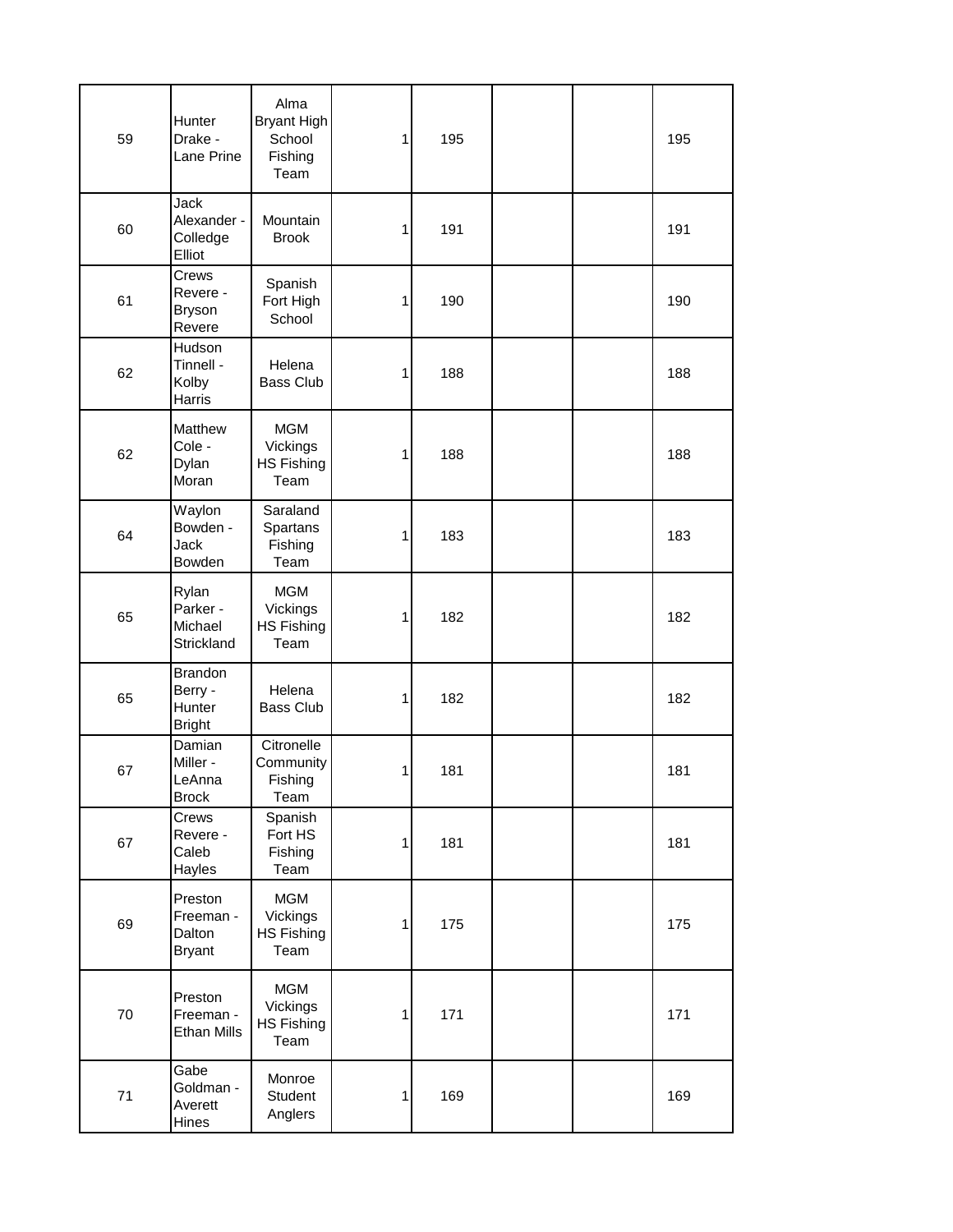| | | | | | | | |
|---|---|---|---|---|---|---|---|
| 59 | Hunter Drake - Lane Prine | Alma Bryant High School Fishing Team | 1 | 195 | | | 195 |
| 60 | Jack Alexander - Colledge Elliot | Mountain Brook | 1 | 191 | | | 191 |
| 61 | Crews Revere - Bryson Revere | Spanish Fort High School | 1 | 190 | | | 190 |
| 62 | Hudson Tinnell - Kolby Harris | Helena Bass Club | 1 | 188 | | | 188 |
| 62 | Matthew Cole - Dylan Moran | MGM Vickings HS Fishing Team | 1 | 188 | | | 188 |
| 64 | Waylon Bowden - Jack Bowden | Saraland Spartans Fishing Team | 1 | 183 | | | 183 |
| 65 | Rylan Parker - Michael Strickland | MGM Vickings HS Fishing Team | 1 | 182 | | | 182 |
| 65 | Brandon Berry - Hunter Bright | Helena Bass Club | 1 | 182 | | | 182 |
| 67 | Damian Miller - LeAnna Brock | Citronelle Community Fishing Team | 1 | 181 | | | 181 |
| 67 | Crews Revere - Caleb Hayles | Spanish Fort HS Fishing Team | 1 | 181 | | | 181 |
| 69 | Preston Freeman - Dalton Bryant | MGM Vickings HS Fishing Team | 1 | 175 | | | 175 |
| 70 | Preston Freeman - Ethan Mills | MGM Vickings HS Fishing Team | 1 | 171 | | | 171 |
| 71 | Gabe Goldman - Averett Hines | Monroe Student Anglers | 1 | 169 | | | 169 |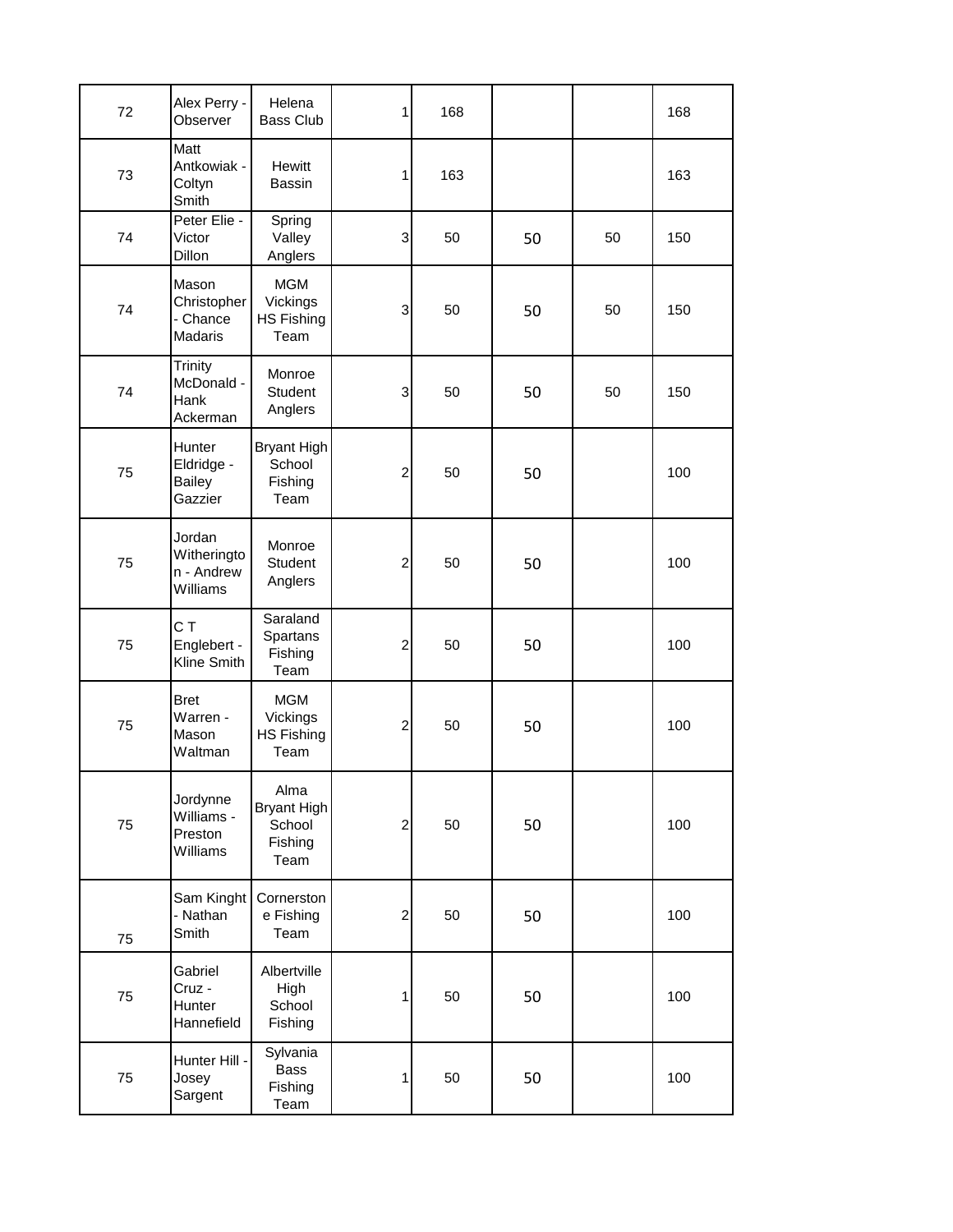| | | | | | | | |
|---|---|---|---|---|---|---|---|
| 72 | Alex Perry - Observer | Helena Bass Club | 1 | 168 | | | 168 |
| 73 | Matt Antkowiak - Coltyn Smith | Hewitt Bassin | 1 | 163 | | | 163 |
| 74 | Peter Elie - Victor Dillon | Spring Valley Anglers | 3 | 50 | 50 | 50 | 150 |
| 74 | Mason Christopher - Chance Madaris | MGM Vickings HS Fishing Team | 3 | 50 | 50 | 50 | 150 |
| 74 | Trinity McDonald - Hank Ackerman | Monroe Student Anglers | 3 | 50 | 50 | 50 | 150 |
| 75 | Hunter Eldridge - Bailey Gazzier | Bryant High School Fishing Team | 2 | 50 | 50 | | 100 |
| 75 | Jordan Witherington - Andrew Williams | Monroe Student Anglers | 2 | 50 | 50 | | 100 |
| 75 | C T Englebert - Kline Smith | Saraland Spartans Fishing Team | 2 | 50 | 50 | | 100 |
| 75 | Bret Warren - Mason Waltman | MGM Vickings HS Fishing Team | 2 | 50 | 50 | | 100 |
| 75 | Jordynne Williams - Preston Williams | Alma Bryant High School Fishing Team | 2 | 50 | 50 | | 100 |
| 75 | Sam Kinght - Nathan Smith | Cornerstone Fishing Team | 2 | 50 | 50 | | 100 |
| 75 | Gabriel Cruz - Hunter Hannefield | Albertville High School Fishing | 1 | 50 | 50 | | 100 |
| 75 | Hunter Hill - Josey Sargent | Sylvania Bass Fishing Team | 1 | 50 | 50 | | 100 |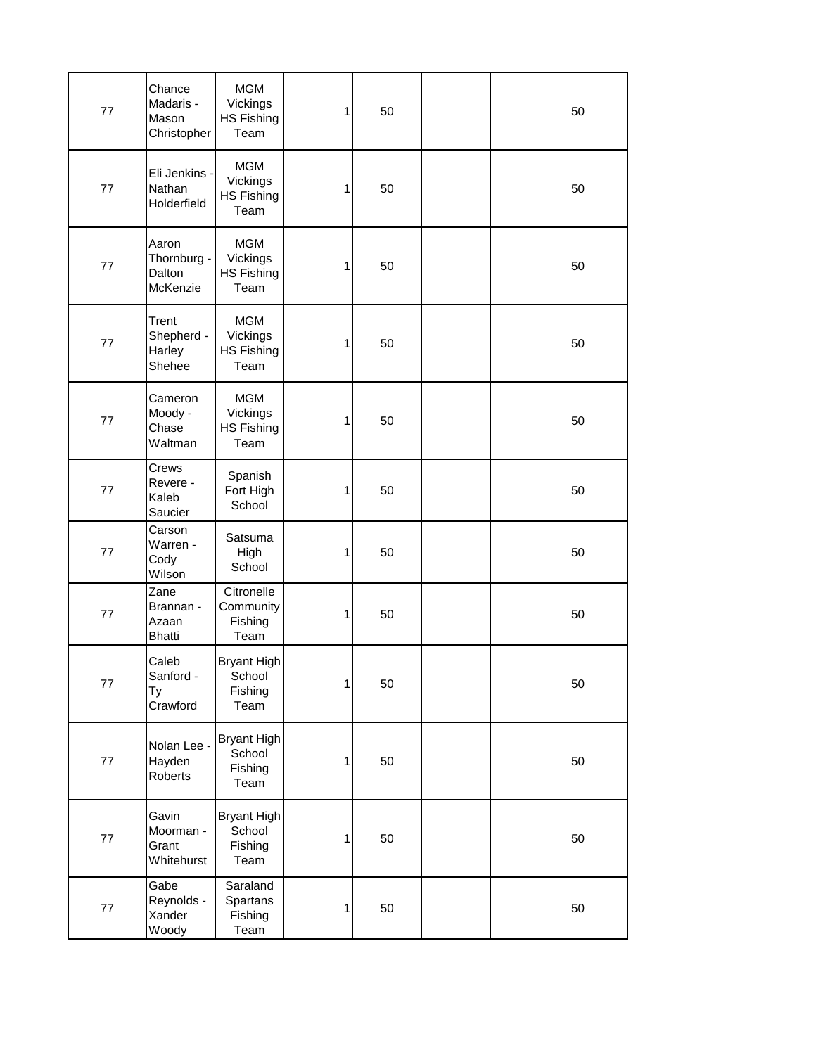| | | | | | | | |
|---|---|---|---|---|---|---|---|
| 77 | Chance Madaris - Mason Christopher | MGM Vickings HS Fishing Team | 1 | 50 | | | 50 |
| 77 | Eli Jenkins - Nathan Holderfield | MGM Vickings HS Fishing Team | 1 | 50 | | | 50 |
| 77 | Aaron Thornburg - Dalton McKenzie | MGM Vickings HS Fishing Team | 1 | 50 | | | 50 |
| 77 | Trent Shepherd - Harley Shehee | MGM Vickings HS Fishing Team | 1 | 50 | | | 50 |
| 77 | Cameron Moody - Chase Waltman | MGM Vickings HS Fishing Team | 1 | 50 | | | 50 |
| 77 | Crews Revere - Kaleb Saucier | Spanish Fort High School | 1 | 50 | | | 50 |
| 77 | Carson Warren - Cody Wilson | Satsuma High School | 1 | 50 | | | 50 |
| 77 | Zane Brannan - Azaan Bhatti | Citronelle Community Fishing Team | 1 | 50 | | | 50 |
| 77 | Caleb Sanford - Ty Crawford | Bryant High School Fishing Team | 1 | 50 | | | 50 |
| 77 | Nolan Lee - Hayden Roberts | Bryant High School Fishing Team | 1 | 50 | | | 50 |
| 77 | Gavin Moorman - Grant Whitehurst | Bryant High School Fishing Team | 1 | 50 | | | 50 |
| 77 | Gabe Reynolds - Xander Woody | Saraland Spartans Fishing Team | 1 | 50 | | | 50 |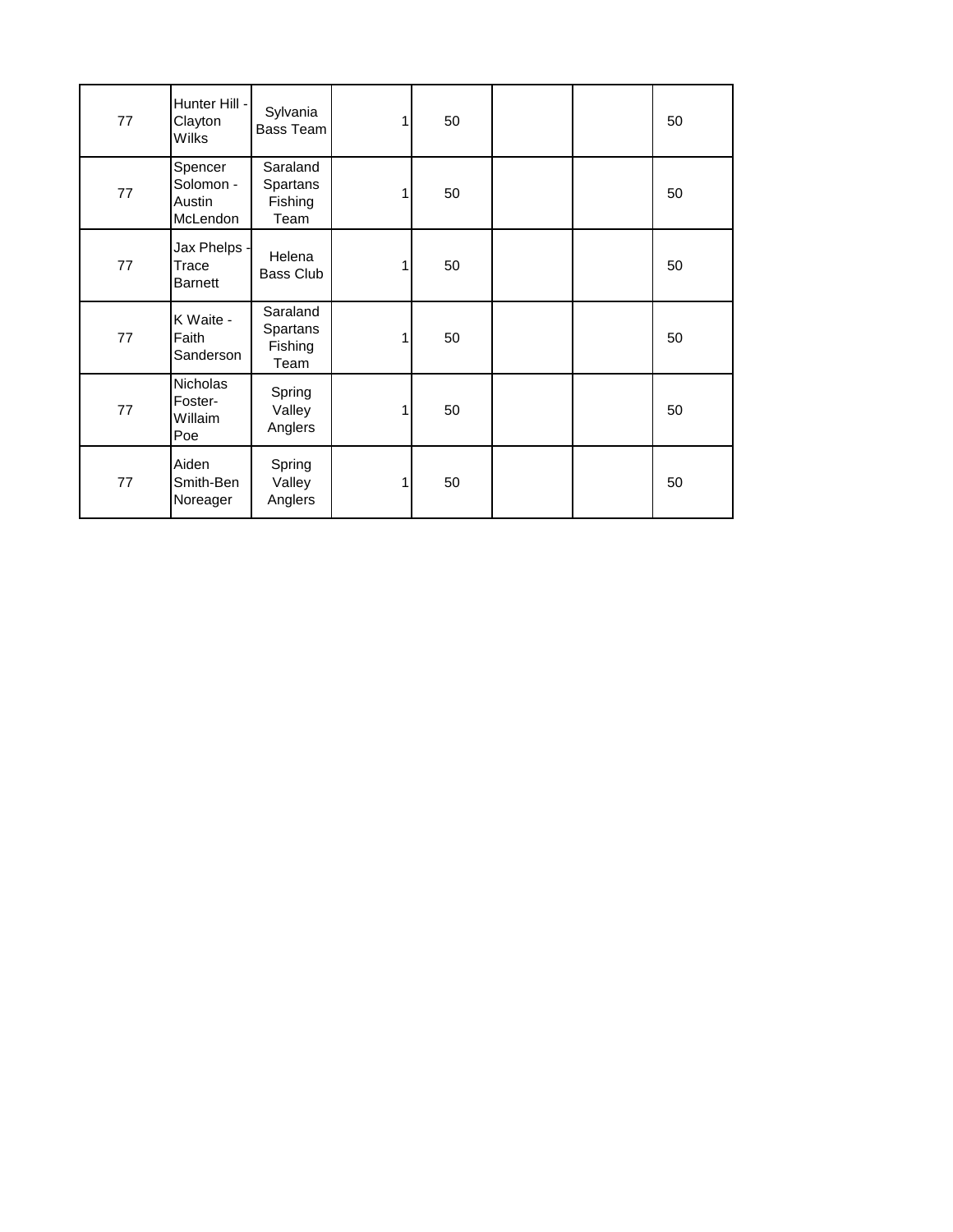| | | | | | | | |
|---|---|---|---|---|---|---|---|
| 77 | Hunter Hill - Clayton Wilks | Sylvania Bass Team | 1 | 50 | | | 50 |
| 77 | Spencer Solomon - Austin McLendon | Saraland Spartans Fishing Team | 1 | 50 | | | 50 |
| 77 | Jax Phelps - Trace Barnett | Helena Bass Club | 1 | 50 | | | 50 |
| 77 | K Waite - Faith Sanderson | Saraland Spartans Fishing Team | 1 | 50 | | | 50 |
| 77 | Nicholas Foster-Willaim Poe | Spring Valley Anglers | 1 | 50 | | | 50 |
| 77 | Aiden Smith-Ben Noreager | Spring Valley Anglers | 1 | 50 | | | 50 |